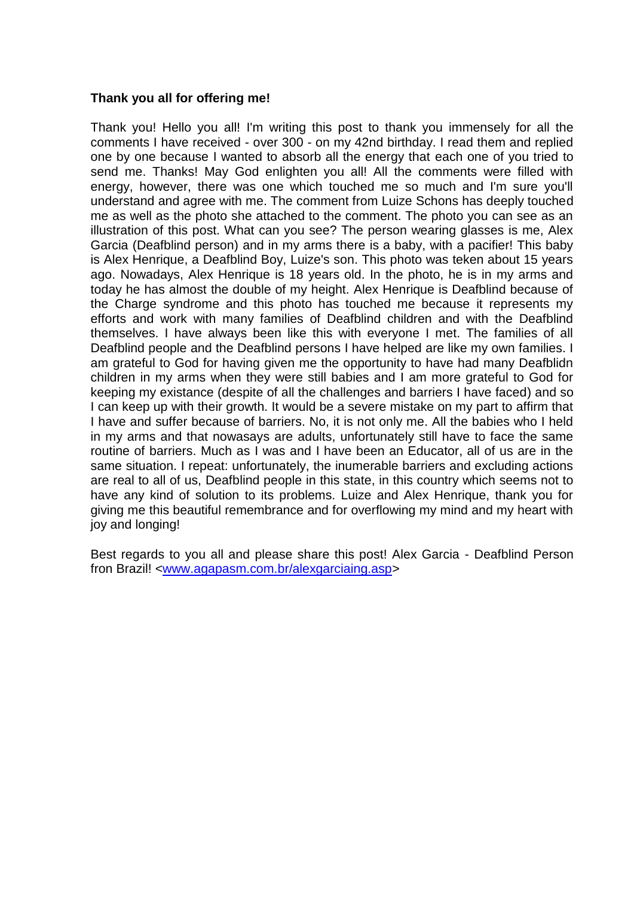**Thank you all for offering me!**

Thank you! Hello you all! I'm writing this post to thank you immensely for all the comments I have received - over 300 - on my 42nd birthday. I read them and replied one by one because I wanted to absorb all the energy that each one of you tried to send me. Thanks! May God enlighten you all! All the comments were filled with energy, however, there was one which touched me so much and I'm sure you'll understand and agree with me. The comment from Luize Schons has deeply touched me as well as the photo she attached to the comment. The photo you can see as an illustration of this post. What can you see? The person wearing glasses is me, Alex Garcia (Deafblind person) and in my arms there is a baby, with a pacifier! This baby is Alex Henrique, a Deafblind Boy, Luize's son. This photo was teken about 15 years ago. Nowadays, Alex Henrique is 18 years old. In the photo, he is in my arms and today he has almost the double of my height. Alex Henrique is Deafblind because of the Charge syndrome and this photo has touched me because it represents my efforts and work with many families of Deafblind children and with the Deafblind themselves. I have always been like this with everyone I met. The families of all Deafblind people and the Deafblind persons I have helped are like my own families. I am grateful to God for having given me the opportunity to have had many Deafblidn children in my arms when they were still babies and I am more grateful to God for keeping my existance (despite of all the challenges and barriers I have faced) and so I can keep up with their growth. It would be a severe mistake on my part to affirm that I have and suffer because of barriers. No, it is not only me. All the babies who I held in my arms and that nowasays are adults, unfortunately still have to face the same routine of barriers. Much as I was and I have been an Educator, all of us are in the same situation. I repeat: unfortunately, the inumerable barriers and excluding actions are real to all of us, Deafblind people in this state, in this country which seems not to have any kind of solution to its problems. Luize and Alex Henrique, thank you for giving me this beautiful remembrance and for overflowing my mind and my heart with joy and longing!

Best regards to you all and please share this post! Alex Garcia - Deafblind Person fron Brazil! <www.agapasm.com.br/alexgarciaing.asp>